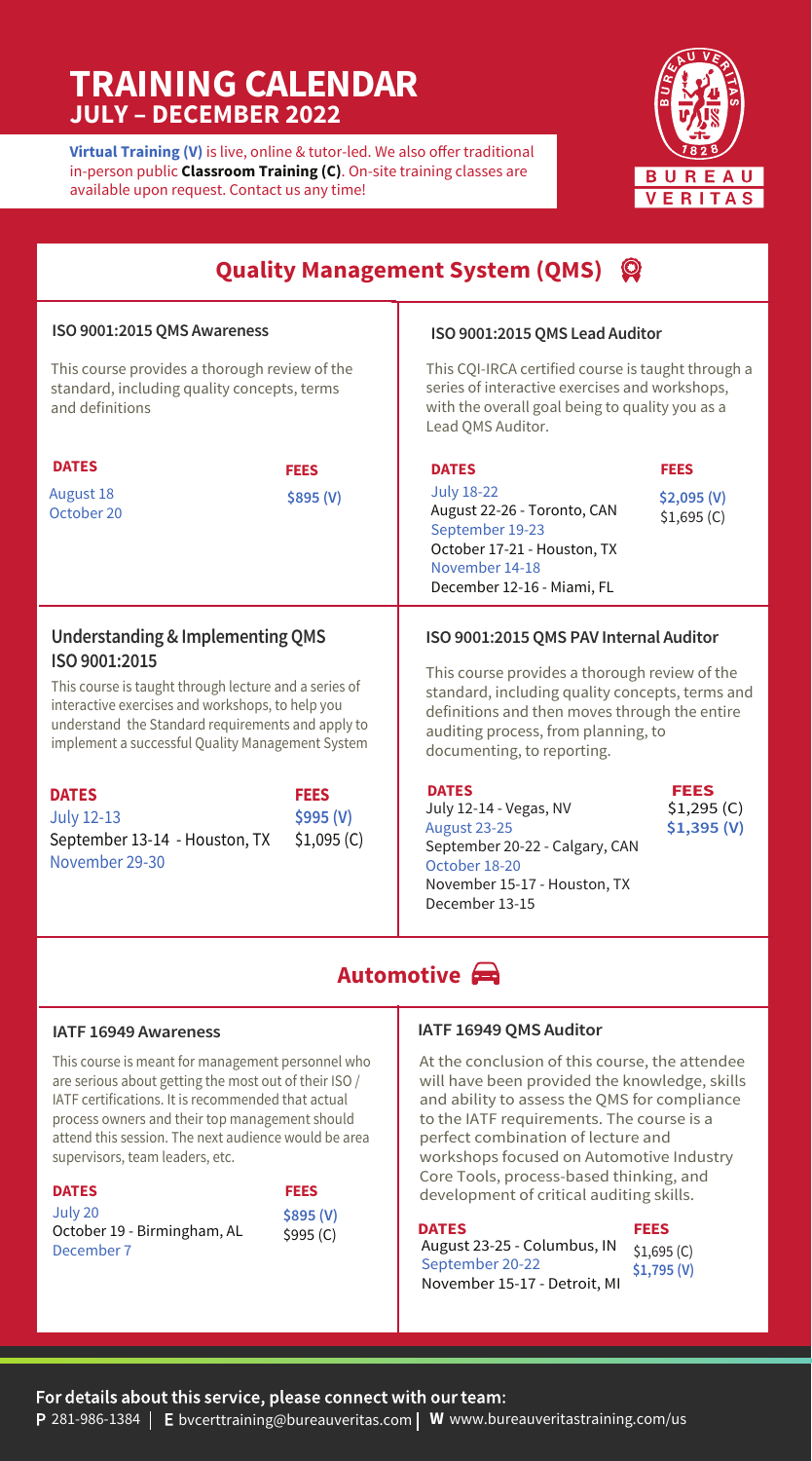# TRAINING CALENDAR
## JULY – DECEMBER 2022

**Virtual Training (V)** is live, online & tutor-led. We also offer traditional in-person public **Classroom Training (C)**. On-site training classes are available upon request. Contact us any time!

## Quality Management System (QMS)

### ISO 9001:2015 QMS Awareness

This course provides a thorough review of the standard, including quality concepts, terms and definitions

**DATES**
August 18
October 20

**FEES**
$895 (V)

### ISO 9001:2015 QMS Lead Auditor

This CQI-IRCA certified course is taught through a series of interactive exercises and workshops, with the overall goal being to quality you as a Lead QMS Auditor.

**DATES**
July 18-22
August 22-26 - Toronto, CAN
September 19-23
October 17-21 - Houston, TX
November 14-18
December 12-16 - Miami, FL

**FEES**
$2,095 (V)
$1,695 (C)

### Understanding & Implementing QMS ISO 9001:2015

This course is taught through lecture and a series of interactive exercises and workshops, to help you understand the Standard requirements and apply to implement a successful Quality Management System

**DATES**
July 12-13
September 13-14 - Houston, TX
November 29-30

**FEES**
$995 (V)
$1,095 (C)

### ISO 9001:2015 QMS PAV Internal Auditor

This course provides a thorough review of the standard, including quality concepts, terms and definitions and then moves through the entire auditing process, from planning, to documenting, to reporting.

**DATES**
July 12-14 - Vegas, NV
August 23-25
September 20-22 - Calgary, CAN
October 18-20
November 15-17 - Houston, TX
December 13-15

**FEES**
$1,295 (C)
$1,395 (V)

## Automotive

### IATF 16949 Awareness

This course is meant for management personnel who are serious about getting the most out of their ISO / IATF certifications. It is recommended that actual process owners and their top management should attend this session. The next audience would be area supervisors, team leaders, etc.

**DATES**
July 20
October 19 - Birmingham, AL
December 7

**FEES**
$895 (V)
$995 (C)

### IATF 16949 QMS Auditor

At the conclusion of this course, the attendee will have been provided the knowledge, skills and ability to assess the QMS for compliance to the IATF requirements. The course is a perfect combination of lecture and workshops focused on Automotive Industry Core Tools, process-based thinking, and development of critical auditing skills.

**DATES**
August 23-25 - Columbus, IN
September 20-22
November 15-17 - Detroit, MI

**FEES**
$1,695 (C)
$1,795 (V)

**For details about this service, please connect with our team:**
**P** 281-986-1384 | **E** bvcerttraining@bureauveritas.com | **W** www.bureauveritastraining.com/us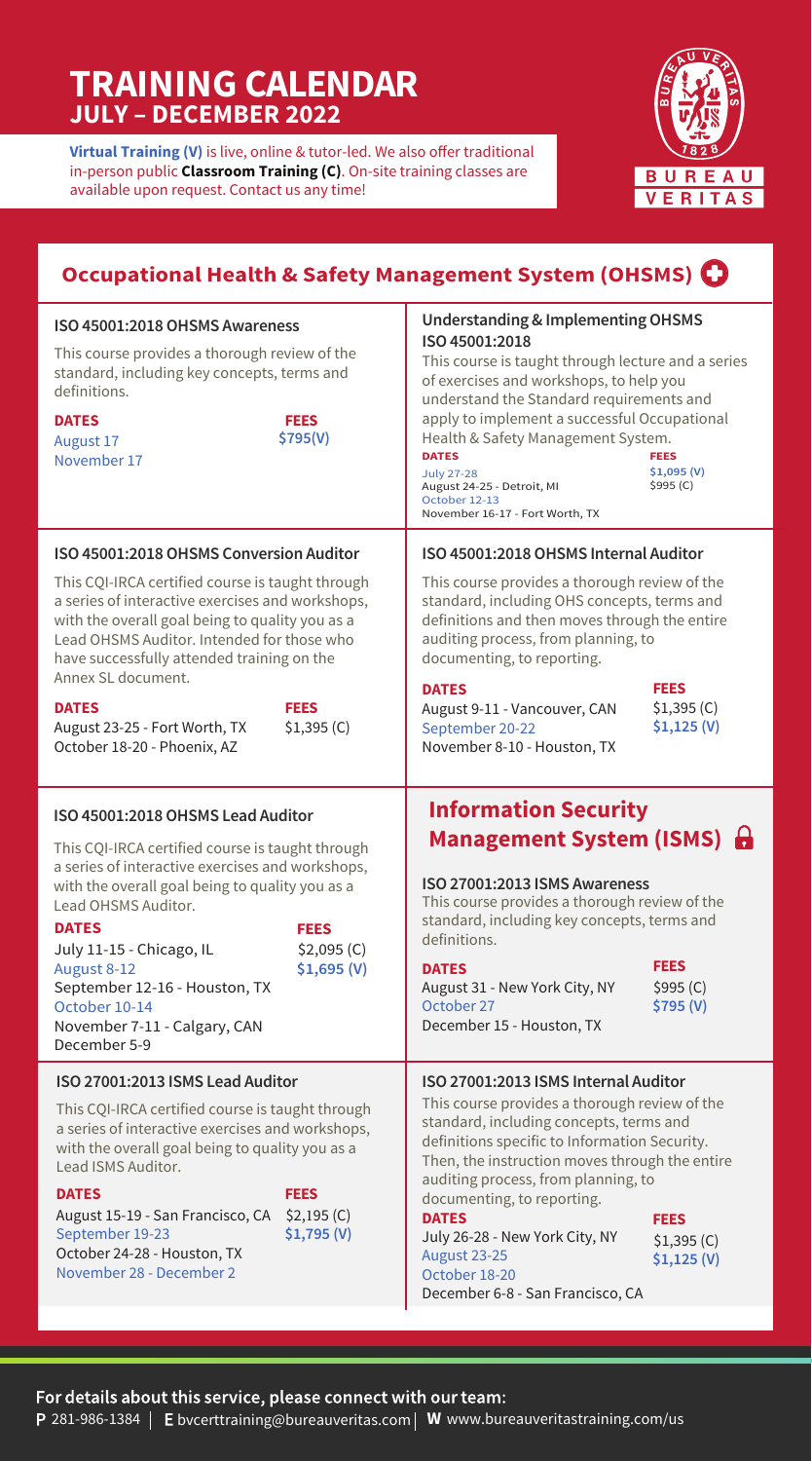# TRAINING CALENDAR
## JULY – DECEMBER 2022

**Virtual Training (V)** is live, online & tutor-led. We also offer traditional in-person public **Classroom Training (C)**. On-site training classes are available upon request. Contact us any time!

## Occupational Health & Safety Management System (OHSMS)

### ISO 45001:2018 OHSMS Awareness

This course provides a thorough review of the standard, including key concepts, terms and definitions.

**DATES**
- August 17
- November 17

**FEES**
$795(V)

### Understanding & Implementing OHSMS ISO 45001:2018

This course is taught through lecture and a series of exercises and workshops, to help you understand the Standard requirements and apply to implement a successful Occupational Health & Safety Management System.

**DATES**
- July 27-28
- August 24-25 - Detroit, MI
- October 12-13
- November 16-17 - Fort Worth, TX

**FEES**
$1,095 (V)
$995 (C)

### ISO 45001:2018 OHSMS Conversion Auditor

This CQI-IRCA certified course is taught through a series of interactive exercises and workshops, with the overall goal being to quality you as a Lead OHSMS Auditor. Intended for those who have successfully attended training on the Annex SL document.

**DATES**
- August 23-25 - Fort Worth, TX
- October 18-20 - Phoenix, AZ

**FEES**
$1,395 (C)

### ISO 45001:2018 OHSMS Internal Auditor

This course provides a thorough review of the standard, including OHS concepts, terms and definitions and then moves through the entire auditing process, from planning, to documenting, to reporting.

**DATES**
- August 9-11 - Vancouver, CAN
- September 20-22
- November 8-10 - Houston, TX

**FEES**
$1,395 (C)
$1,125 (V)

### ISO 45001:2018 OHSMS Lead Auditor

This CQI-IRCA certified course is taught through a series of interactive exercises and workshops, with the overall goal being to quality you as a Lead OHSMS Auditor.

**DATES**
- July 11-15 - Chicago, IL
- August 8-12
- September 12-16 - Houston, TX
- October 10-14
- November 7-11 - Calgary, CAN
- December 5-9

**FEES**
$2,095 (C)
$1,695 (V)

## Information Security Management System (ISMS)

### ISO 27001:2013 ISMS Awareness

This course provides a thorough review of the standard, including key concepts, terms and definitions.

**DATES**
- August 31 - New York City, NY
- October 27
- December 15 - Houston, TX

**FEES**
$995 (C)
$795 (V)

### ISO 27001:2013 ISMS Lead Auditor

This CQI-IRCA certified course is taught through a series of interactive exercises and workshops, with the overall goal being to quality you as a Lead ISMS Auditor.

**DATES**
- August 15-19 - San Francisco, CA
- September 19-23
- October 24-28 - Houston, TX
- November 28 - December 2

**FEES**
$2,195 (C)
$1,795 (V)

### ISO 27001:2013 ISMS Internal Auditor

This course provides a thorough review of the standard, including concepts, terms and definitions specific to Information Security. Then, the instruction moves through the entire auditing process, from planning, to documenting, to reporting.

**DATES**
- July 26-28 - New York City, NY
- August 23-25
- October 18-20
- December 6-8 - San Francisco, CA

**FEES**
$1,395 (C)
$1,125 (V)

**For details about this service, please connect with our team:**
**P** 281-986-1384 | **E** bvcerttraining@bureauveritas.com | **W** www.bureauveritastraining.com/us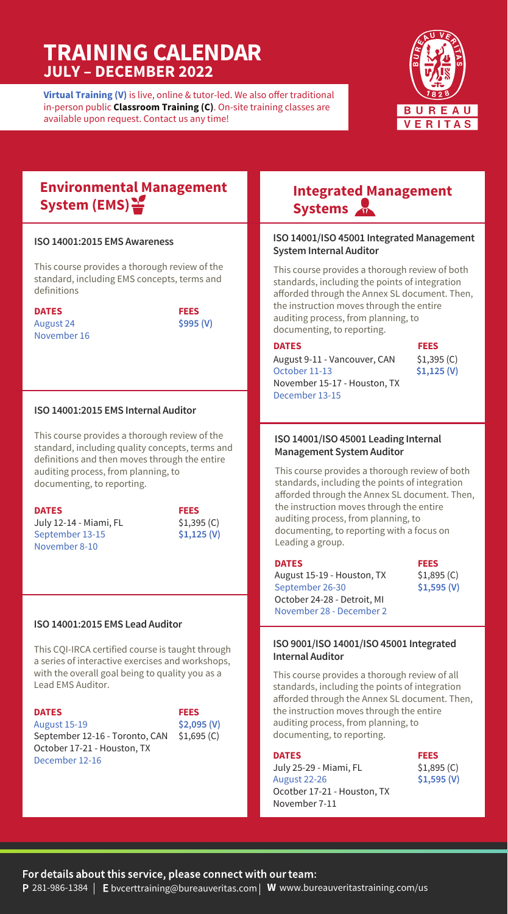# TRAINING CALENDAR
## JULY – DECEMBER 2022

**Virtual Training (V)** is live, online & tutor-led. We also offer traditional in-person public **Classroom Training (C)**. On-site training classes are available upon request. Contact us any time!

## Environmental Management System (EMS)

### ISO 14001:2015 EMS Awareness

This course provides a thorough review of the standard, including EMS concepts, terms and definitions

| DATES | FEES |
|---|---|
| August 24 | $995 (V) |
| November 16 | |

### ISO 14001:2015 EMS Internal Auditor

This course provides a thorough review of the standard, including quality concepts, terms and definitions and then moves through the entire auditing process, from planning, to documenting, to reporting.

| DATES | FEES |
|---|---|
| July 12-14 - Miami, FL | $1,395 (C) |
| September 13-15 | $1,125 (V) |
| November 8-10 | |

### ISO 14001:2015 EMS Lead Auditor

This CQI-IRCA certified course is taught through a series of interactive exercises and workshops, with the overall goal being to quality you as a Lead EMS Auditor.

| DATES | FEES |
|---|---|
| August 15-19 | $2,095 (V) |
| September 12-16 - Toronto, CAN | $1,695 (C) |
| October 17-21 - Houston, TX | |
| December 12-16 | |

## Integrated Management Systems

### ISO 14001/ISO 45001 Integrated Management System Internal Auditor

This course provides a thorough review of both standards, including the points of integration afforded through the Annex SL document. Then, the instruction moves through the entire auditing process, from planning, to documenting, to reporting.

| DATES | FEES |
|---|---|
| August 9-11 - Vancouver, CAN | $1,395 (C) |
| October 11-13 | $1,125 (V) |
| November 15-17 - Houston, TX | |
| December 13-15 | |

### ISO 14001/ISO 45001 Leading Internal Management System Auditor

This course provides a thorough review of both standards, including the points of integration afforded through the Annex SL document. Then, the instruction moves through the entire auditing process, from planning, to documenting, to reporting with a focus on Leading a group.

| DATES | FEES |
|---|---|
| August 15-19 - Houston, TX | $1,895 (C) |
| September 26-30 | $1,595 (V) |
| October 24-28 - Detroit, MI | |
| November 28 - December 2 | |

### ISO 9001/ISO 14001/ISO 45001 Integrated Internal Auditor

This course provides a thorough review of all standards, including the points of integration afforded through the Annex SL document. Then, the instruction moves through the entire auditing process, from planning, to documenting, to reporting.

| DATES | FEES |
|---|---|
| July 25-29 - Miami, FL | $1,895 (C) |
| August 22-26 | $1,595 (V) |
| Ocotber 17-21 - Houston, TX | |
| November 7-11 | |

**For details about this service, please connect with our team:**

**P** 281-986-1384 | **E** bvcerttraining@bureauveritas.com | **W** www.bureauveritastraining.com/us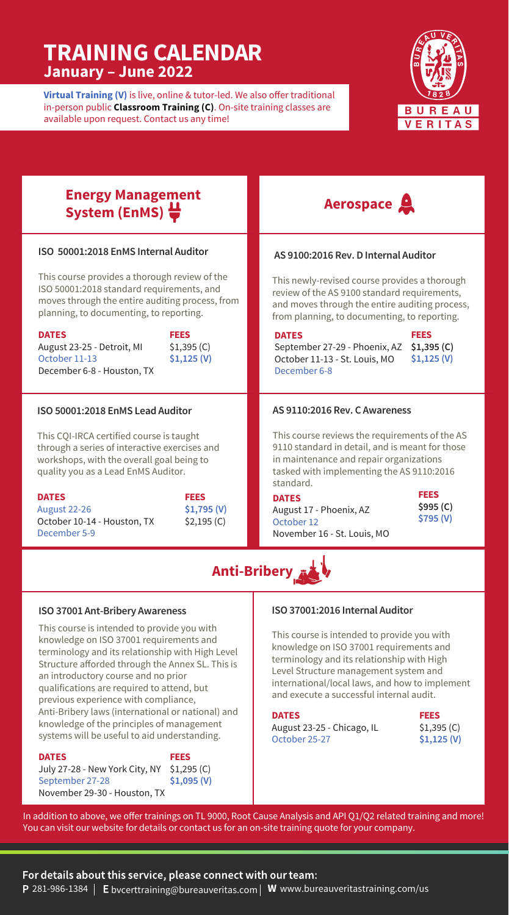# TRAINING CALENDAR

## January – June 2022

**Virtual Training (V)** is live, online & tutor-led. We also offer traditional in-person public **Classroom Training (C)**. On-site training classes are available upon request. Contact us any time!

## Energy Management System (EnMS)

### ISO 50001:2018 EnMS Internal Auditor

This course provides a thorough review of the ISO 50001:2018 standard requirements, and moves through the entire auditing process, from planning, to documenting, to reporting.

| DATES | FEES |
|---|---|
| August 23-25 - Detroit, MI | $1,395 (C) |
| October 11-13 | $1,125 (V) |
| December 6-8 - Houston, TX | |

### ISO 50001:2018 EnMS Lead Auditor

This CQI-IRCA certified course is taught through a series of interactive exercises and workshops, with the overall goal being to quality you as a Lead EnMS Auditor.

| DATES | FEES |
|---|---|
| August 22-26 | $1,795 (V) |
| October 10-14 - Houston, TX | $2,195 (C) |
| December 5-9 | |

## Aerospace

### AS 9100:2016 Rev. D Internal Auditor

This newly-revised course provides a thorough review of the AS 9100 standard requirements, and moves through the entire auditing process, from planning, to documenting, to reporting.

| DATES | FEES |
|---|---|
| September 27-29 - Phoenix, AZ | $1,395 (C) |
| October 11-13 - St. Louis, MO | $1,125 (V) |
| December 6-8 | |

### AS 9110:2016 Rev. C Awareness

This course reviews the requirements of the AS 9110 standard in detail, and is meant for those in maintenance and repair organizations tasked with implementing the AS 9110:2016 standard.

| DATES | FEES |
|---|---|
| August 17 - Phoenix, AZ | $995 (C) |
| October 12 | $795 (V) |
| November 16 - St. Louis, MO | |

## Anti-Bribery

### ISO 37001 Ant-Bribery Awareness

This course is intended to provide you with knowledge on ISO 37001 requirements and terminology and its relationship with High Level Structure afforded through the Annex SL. This is an introductory course and no prior qualifications are required to attend, but previous experience with compliance, Anti-Bribery laws (international or national) and knowledge of the principles of management systems will be useful to aid understanding.

| DATES | FEES |
|---|---|
| July 27-28 - New York City, NY | $1,295 (C) |
| September 27-28 | $1,095 (V) |
| November 29-30 - Houston, TX | |

### ISO 37001:2016 Internal Auditor

This course is intended to provide you with knowledge on ISO 37001 requirements and terminology and its relationship with High Level Structure management system and international/local laws, and how to implement and execute a successful internal audit.

| DATES | FEES |
|---|---|
| August 23-25 - Chicago, IL | $1,395 (C) |
| October 25-27 | $1,125 (V) |

In addition to above, we offer trainings on TL 9000, Root Cause Analysis and API Q1/Q2 related training and more! You can visit our website for details or contact us for an on-site training quote for your company.

**For details about this service, please connect with our team:**

**P** 281-986-1384 | **E** bvcerttraining@bureauveritas.com | **W** www.bureauveritastraining.com/us